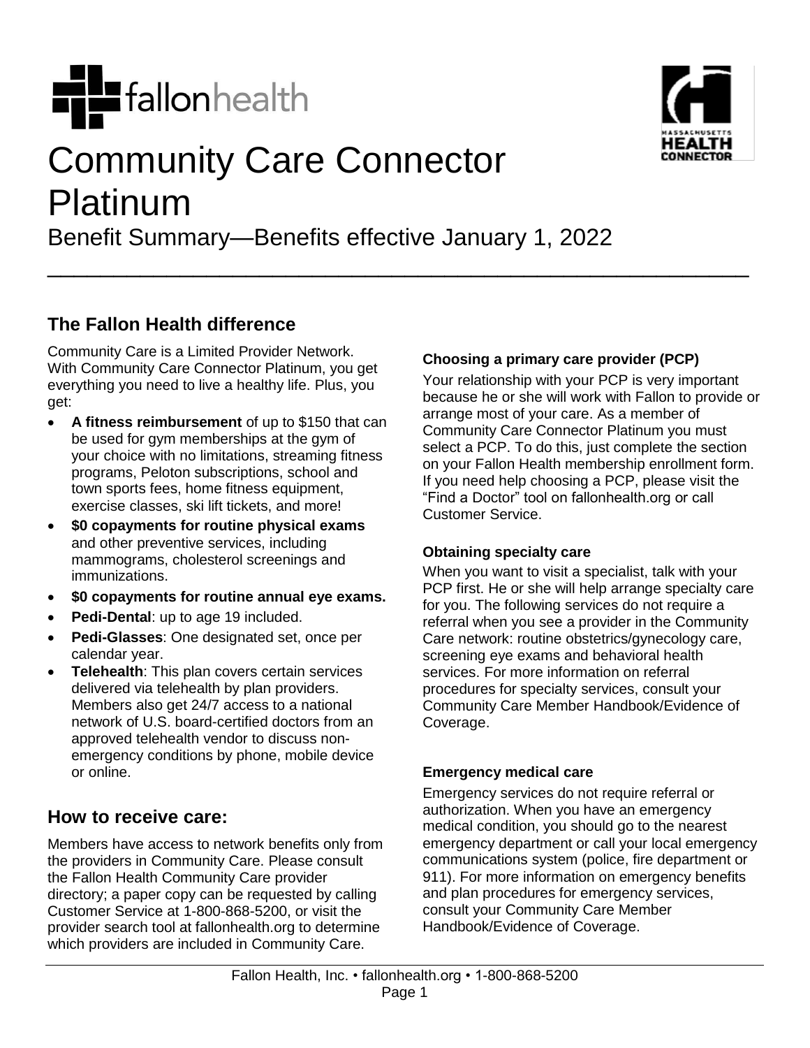# Community Care Connector Platinum

Benefit Summary—Benefits effective January 1, 2022

## The Fallon Health difference

Community Care is a Limited Provider Network. With Community Care Connector Platinum, you get everything you need to live a healthy life. Plus, you get:

- **A fitness reimbursement** of up to $150 that can be used for gym memberships at the gym of your choice with no limitations, streaming fitness programs, Peloton subscriptions, school and town sports fees, home fitness equipment, exercise classes, ski lift tickets, and more!
- **$0 copayments for routine physical exams** and other preventive services, including mammograms, cholesterol screenings and immunizations.
- **$0 copayments for routine annual eye exams.**
- **Pedi-Dental**: up to age 19 included.
- **Pedi-Glasses**: One designated set, once per calendar year.
- **Telehealth**: This plan covers certain services delivered via telehealth by plan providers. Members also get 24/7 access to a national network of U.S. board-certified doctors from an approved telehealth vendor to discuss non-emergency conditions by phone, mobile device or online.

## How to receive care:

Members have access to network benefits only from the providers in Community Care. Please consult the Fallon Health Community Care provider directory; a paper copy can be requested by calling Customer Service at 1-800-868-5200, or visit the provider search tool at fallonhealth.org to determine which providers are included in Community Care.

### Choosing a primary care provider (PCP)

Your relationship with your PCP is very important because he or she will work with Fallon to provide or arrange most of your care. As a member of Community Care Connector Platinum you must select a PCP. To do this, just complete the section on your Fallon Health membership enrollment form. If you need help choosing a PCP, please visit the "Find a Doctor" tool on fallonhealth.org or call Customer Service.

### Obtaining specialty care

When you want to visit a specialist, talk with your PCP first. He or she will help arrange specialty care for you. The following services do not require a referral when you see a provider in the Community Care network: routine obstetrics/gynecology care, screening eye exams and behavioral health services. For more information on referral procedures for specialty services, consult your Community Care Member Handbook/Evidence of Coverage.

### Emergency medical care

Emergency services do not require referral or authorization. When you have an emergency medical condition, you should go to the nearest emergency department or call your local emergency communications system (police, fire department or 911). For more information on emergency benefits and plan procedures for emergency services, consult your Community Care Member Handbook/Evidence of Coverage.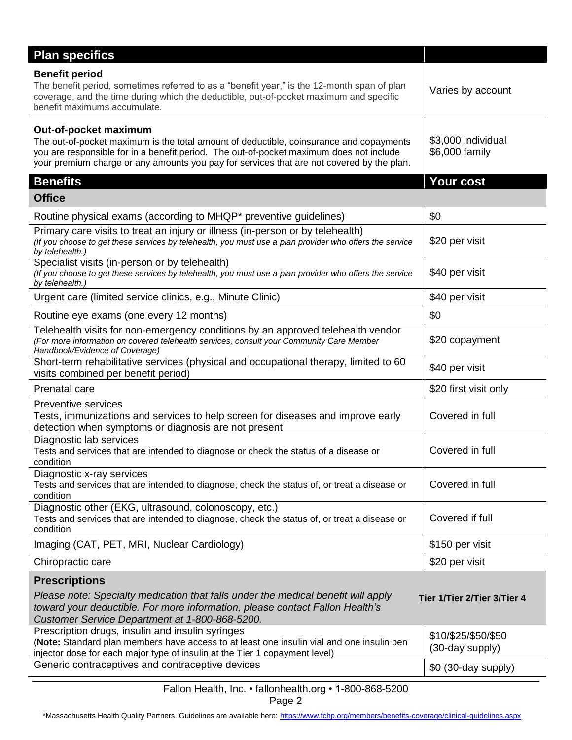| Plan specifics | |
|---|---|
| **Benefit period**<br>The benefit period, sometimes referred to as a "benefit year," is the 12-month span of plan coverage, and the time during which the deductible, out-of-pocket maximum and specific benefit maximums accumulate. | Varies by account |
| **Out-of-pocket maximum**<br>The out-of-pocket maximum is the total amount of deductible, coinsurance and copayments you are responsible for in a benefit period. The out-of-pocket maximum does not include your premium charge or any amounts you pay for services that are not covered by the plan. | $3,000 individual<br>$6,000 family |

| Benefits | Your cost |
|---|---|
| **Office** | |
| Routine physical exams (according to MHQP* preventive guidelines) | $0 |
| Primary care visits to treat an injury or illness (in-person or by telehealth)<br>*(If you choose to get these services by telehealth, you must use a plan provider who offers the service by telehealth.)* | $20 per visit |
| Specialist visits (in-person or by telehealth)<br>*(If you choose to get these services by telehealth, you must use a plan provider who offers the service by telehealth.)* | $40 per visit |
| Urgent care (limited service clinics, e.g., Minute Clinic) | $40 per visit |
| Routine eye exams (one every 12 months) | $0 |
| Telehealth visits for non-emergency conditions by an approved telehealth vendor<br>*(For more information on covered telehealth services, consult your Community Care Member Handbook/Evidence of Coverage)* | $20 copayment |
| Short-term rehabilitative services (physical and occupational therapy, limited to 60 visits combined per benefit period) | $40 per visit |
| Prenatal care | $20 first visit only |
| Preventive services<br>Tests, immunizations and services to help screen for diseases and improve early detection when symptoms or diagnosis are not present | Covered in full |
| Diagnostic lab services<br>Tests and services that are intended to diagnose or check the status of a disease or condition | Covered in full |
| Diagnostic x-ray services<br>Tests and services that are intended to diagnose, check the status of, or treat a disease or condition | Covered in full |
| Diagnostic other (EKG, ultrasound, colonoscopy, etc.)<br>Tests and services that are intended to diagnose, check the status of, or treat a disease or condition | Covered if full |
| Imaging (CAT, PET, MRI, Nuclear Cardiology) | $150 per visit |
| Chiropractic care | $20 per visit |
| **Prescriptions**<br>*Please note: Specialty medication that falls under the medical benefit will apply toward your deductible. For more information, please contact Fallon Health's Customer Service Department at 1-800-868-5200.* | **Tier 1/Tier 2/Tier 3/Tier 4** |
| Prescription drugs, insulin and insulin syringes<br>(**Note:** Standard plan members have access to at least one insulin vial and one insulin pen injector dose for each major type of insulin at the Tier 1 copayment level) | $10/$25/$50/$50<br>(30-day supply) |
| Generic contraceptives and contraceptive devices | $0 (30-day supply) |

Fallon Health, Inc. • fallonhealth.org • 1-800-868-5200

*Massachusetts Health Quality Partners. Guidelines are available here: https://www.fchp.org/members/benefits-coverage/clinical-guidelines.aspx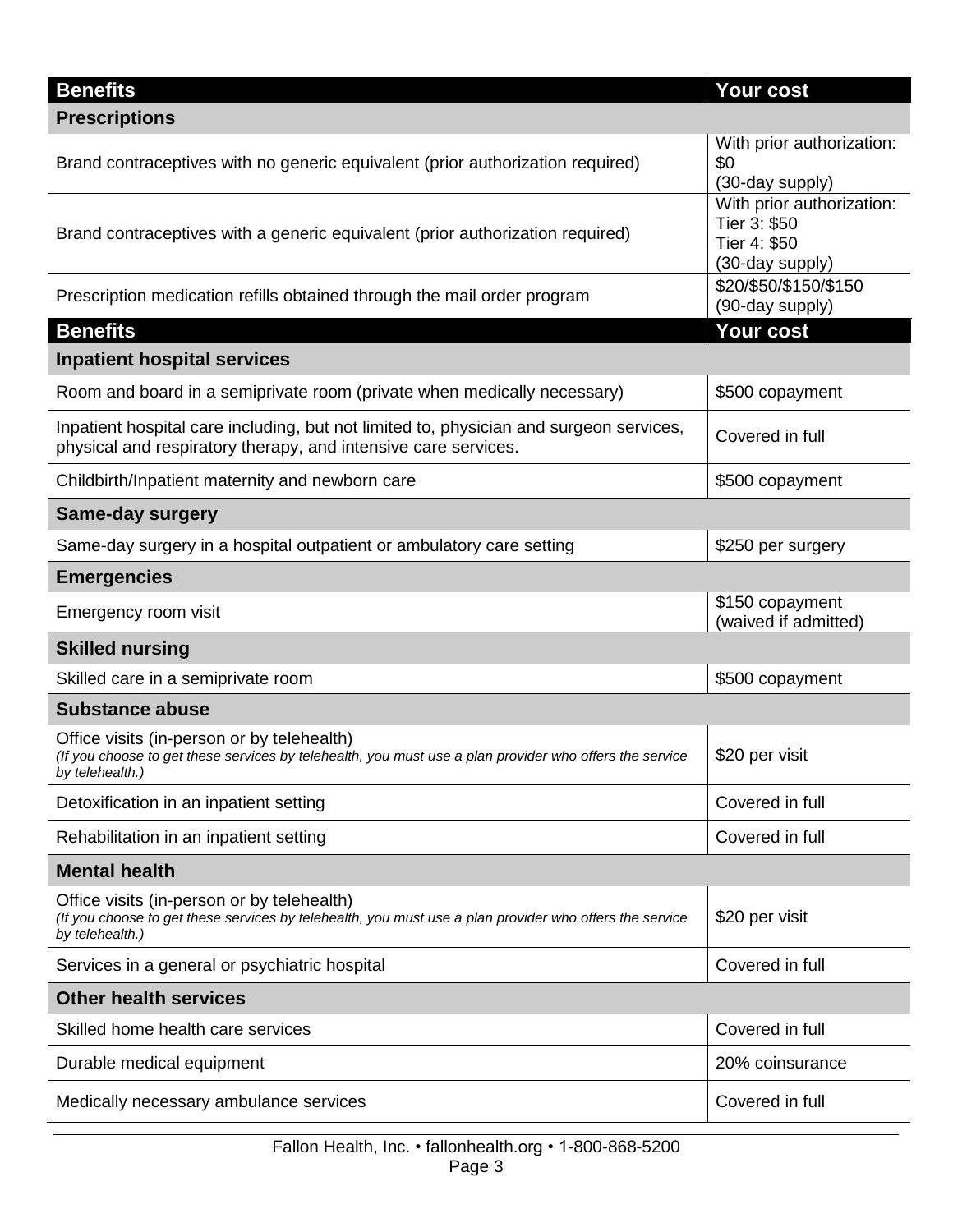| Benefits | Your cost |
|---|---|
| **Prescriptions** | |
| Brand contraceptives with no generic equivalent (prior authorization required) | With prior authorization: $0 (30-day supply) |
| Brand contraceptives with a generic equivalent (prior authorization required) | With prior authorization: Tier 3: $50 Tier 4: $50 (30-day supply) |
| Prescription medication refills obtained through the mail order program | $20/$50/$150/$150 (90-day supply) |

| Benefits | Your cost |
|---|---|
| **Inpatient hospital services** | |
| Room and board in a semiprivate room (private when medically necessary) | $500 copayment |
| Inpatient hospital care including, but not limited to, physician and surgeon services, physical and respiratory therapy, and intensive care services. | Covered in full |
| Childbirth/Inpatient maternity and newborn care | $500 copayment |
| **Same-day surgery** | |
| Same-day surgery in a hospital outpatient or ambulatory care setting | $250 per surgery |
| **Emergencies** | |
| Emergency room visit | $150 copayment (waived if admitted) |
| **Skilled nursing** | |
| Skilled care in a semiprivate room | $500 copayment |
| **Substance abuse** | |
| Office visits (in-person or by telehealth) *(If you choose to get these services by telehealth, you must use a plan provider who offers the service by telehealth.)* | $20 per visit |
| Detoxification in an inpatient setting | Covered in full |
| Rehabilitation in an inpatient setting | Covered in full |
| **Mental health** | |
| Office visits (in-person or by telehealth) *(If you choose to get these services by telehealth, you must use a plan provider who offers the service by telehealth.)* | $20 per visit |
| Services in a general or psychiatric hospital | Covered in full |
| **Other health services** | |
| Skilled home health care services | Covered in full |
| Durable medical equipment | 20% coinsurance |
| Medically necessary ambulance services | Covered in full |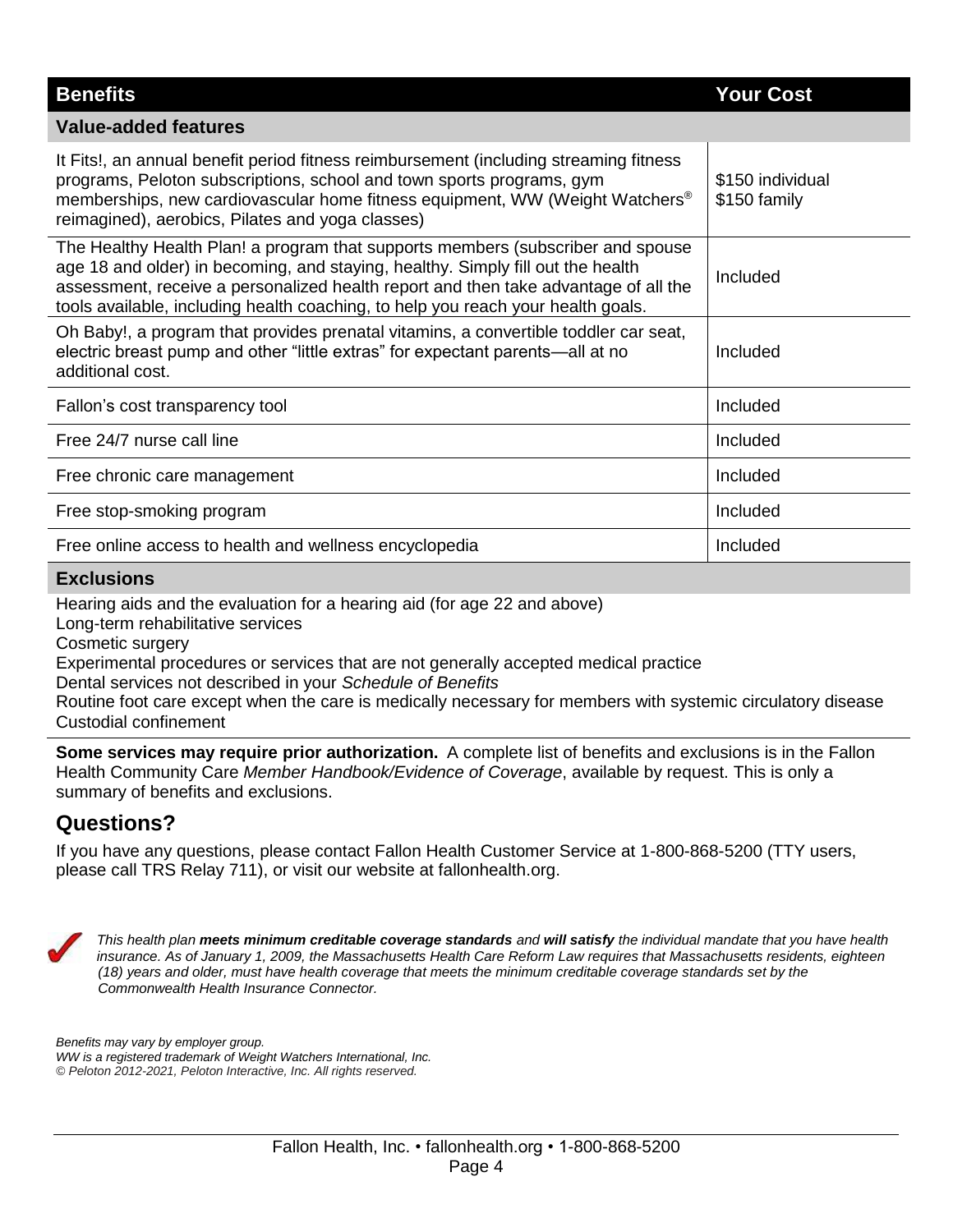| Benefits | Your Cost |
| --- | --- |
| **Value-added features** | |
| It Fits!, an annual benefit period fitness reimbursement (including streaming fitness programs, Peloton subscriptions, school and town sports programs, gym memberships, new cardiovascular home fitness equipment, WW (Weight Watchers® reimagined), aerobics, Pilates and yoga classes) | $150 individual<br>$150 family |
| The Healthy Health Plan! a program that supports members (subscriber and spouse age 18 and older) in becoming, and staying, healthy. Simply fill out the health assessment, receive a personalized health report and then take advantage of all the tools available, including health coaching, to help you reach your health goals. | Included |
| Oh Baby!, a program that provides prenatal vitamins, a convertible toddler car seat, electric breast pump and other "little extras" for expectant parents—all at no additional cost. | Included |
| Fallon's cost transparency tool | Included |
| Free 24/7 nurse call line | Included |
| Free chronic care management | Included |
| Free stop-smoking program | Included |
| Free online access to health and wellness encyclopedia | Included |

**Exclusions**

Hearing aids and the evaluation for a hearing aid (for age 22 and above)
Long-term rehabilitative services
Cosmetic surgery
Experimental procedures or services that are not generally accepted medical practice
Dental services not described in your *Schedule of Benefits*
Routine foot care except when the care is medically necessary for members with systemic circulatory disease
Custodial confinement

**Some services may require prior authorization.** A complete list of benefits and exclusions is in the Fallon Health Community Care *Member Handbook/Evidence of Coverage*, available by request. This is only a summary of benefits and exclusions.

## Questions?

If you have any questions, please contact Fallon Health Customer Service at 1-800-868-5200 (TTY users, please call TRS Relay 711), or visit our website at fallonhealth.org.

✔ *This health plan **meets minimum creditable coverage standards** and **will satisfy** the individual mandate that you have health insurance. As of January 1, 2009, the Massachusetts Health Care Reform Law requires that Massachusetts residents, eighteen (18) years and older, must have health coverage that meets the minimum creditable coverage standards set by the Commonwealth Health Insurance Connector.*

*Benefits may vary by employer group.*
*WW is a registered trademark of Weight Watchers International, Inc.*
*© Peloton 2012-2021, Peloton Interactive, Inc. All rights reserved.*

Fallon Health, Inc. • fallonhealth.org • 1-800-868-5200